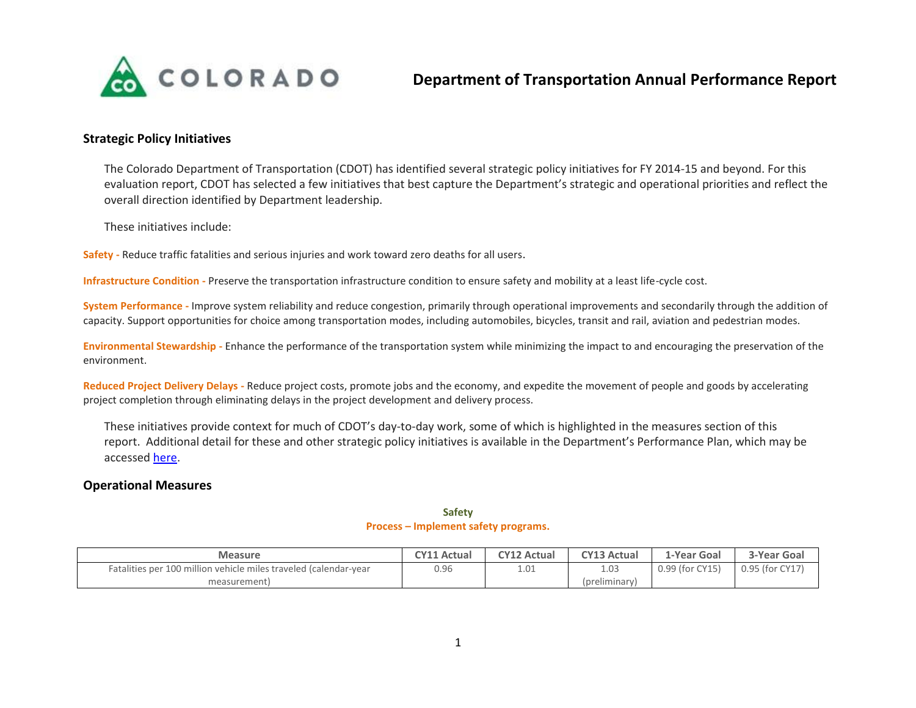# Department of Transportation Annual Performance Report

## Strategic Policy Initiatives

The Colorado Department of Transportation (CDOT) has identified several strategic policy initiatives for FY 2014-15 and beyond. For this evaluation report, CDOT has selected a few initiatives that best capture the Department's strategic and operational priorities and reflect the overall direction identified by Department leadership.

These initiatives include:

**Safety -** Reduce traffic fatalities and serious injuries and work toward zero deaths for all users.

**Infrastructure Condition -** Preserve the transportation infrastructure condition to ensure safety and mobility at a least life-cycle cost.

**System Performance -** Improve system reliability and reduce congestion, primarily through operational improvements and secondarily through the addition of capacity. Support opportunities for choice among transportation modes, including automobiles, bicycles, transit and rail, aviation and pedestrian modes.

**Environmental Stewardship -** Enhance the performance of the transportation system while minimizing the impact to and encouraging the preservation of the environment.

**Reduced Project Delivery Delays -** Reduce project costs, promote jobs and the economy, and expedite the movement of people and goods by accelerating project completion through eliminating delays in the project development and delivery process.

These initiatives provide context for much of CDOT's day-to-day work, some of which is highlighted in the measures section of this report. Additional detail for these and other strategic policy initiatives is available in the Department's Performance Plan, which may be accessed [here].

## Operational Measures

**Safety**

**Process – Implement safety programs.**

| Measure | CY11 Actual | CY12 Actual | CY13 Actual | 1-Year Goal | 3-Year Goal |
|---|---|---|---|---|---|
| Fatalities per 100 million vehicle miles traveled (calendar-year measurement) | 0.96 | 1.01 | 1.03 (preliminary) | 0.99 (for CY15) | 0.95 (for CY17) |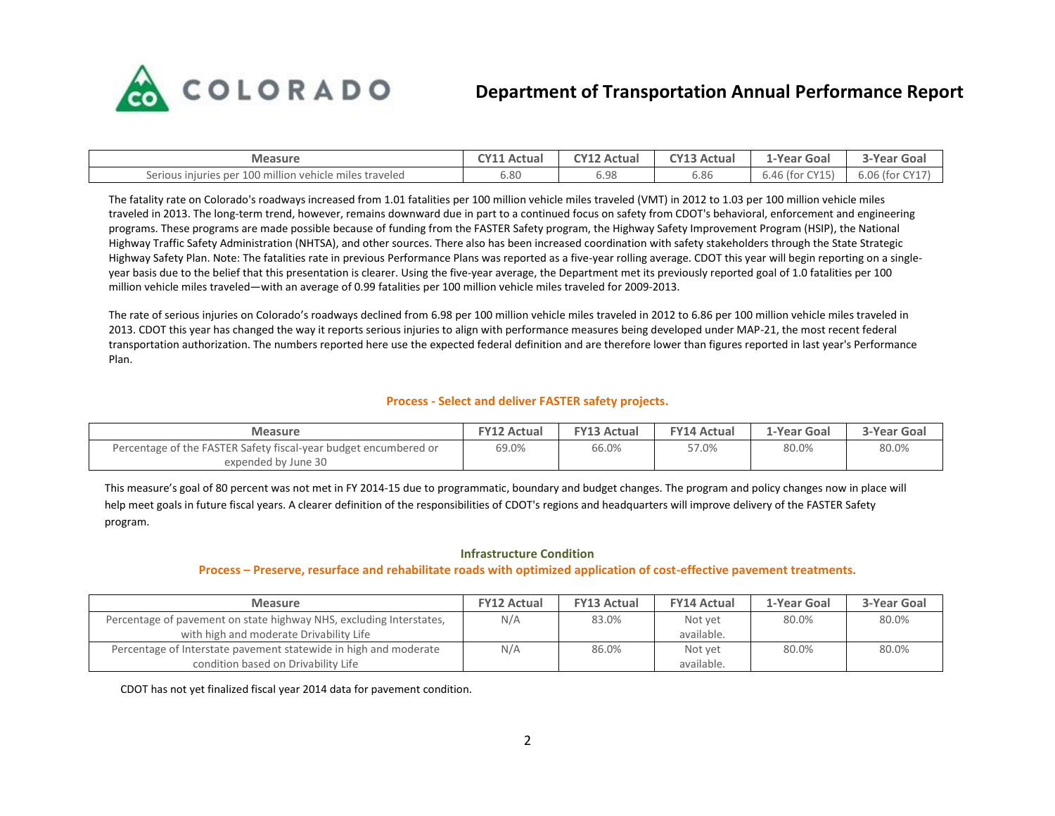| Measure | CY11 Actual | CY12 Actual | CY13 Actual | 1-Year Goal | 3-Year Goal |
|---|---|---|---|---|---|
| Serious injuries per 100 million vehicle miles traveled | 6.80 | 6.98 | 6.86 | 6.46 (for CY15) | 6.06 (for CY17) |

The fatality rate on Colorado's roadways increased from 1.01 fatalities per 100 million vehicle miles traveled (VMT) in 2012 to 1.03 per 100 million vehicle miles traveled in 2013. The long-term trend, however, remains downward due in part to a continued focus on safety from CDOT's behavioral, enforcement and engineering programs. These programs are made possible because of funding from the FASTER Safety program, the Highway Safety Improvement Program (HSIP), the National Highway Traffic Safety Administration (NHTSA), and other sources. There also has been increased coordination with safety stakeholders through the State Strategic Highway Safety Plan. Note: The fatalities rate in previous Performance Plans was reported as a five-year rolling average. CDOT this year will begin reporting on a single-year basis due to the belief that this presentation is clearer. Using the five-year average, the Department met its previously reported goal of 1.0 fatalities per 100 million vehicle miles traveled—with an average of 0.99 fatalities per 100 million vehicle miles traveled for 2009-2013.

The rate of serious injuries on Colorado's roadways declined from 6.98 per 100 million vehicle miles traveled in 2012 to 6.86 per 100 million vehicle miles traveled in 2013. CDOT this year has changed the way it reports serious injuries to align with performance measures being developed under MAP-21, the most recent federal transportation authorization. The numbers reported here use the expected federal definition and are therefore lower than figures reported in last year's Performance Plan.

### Process - Select and deliver FASTER safety projects.

| Measure | FY12 Actual | FY13 Actual | FY14 Actual | 1-Year Goal | 3-Year Goal |
|---|---|---|---|---|---|
| Percentage of the FASTER Safety fiscal-year budget encumbered or expended by June 30 | 69.0% | 66.0% | 57.0% | 80.0% | 80.0% |

This measure's goal of 80 percent was not met in FY 2014-15 due to programmatic, boundary and budget changes. The program and policy changes now in place will help meet goals in future fiscal years. A clearer definition of the responsibilities of CDOT's regions and headquarters will improve delivery of the FASTER Safety program.

## Infrastructure Condition

### Process – Preserve, resurface and rehabilitate roads with optimized application of cost-effective pavement treatments.

| Measure | FY12 Actual | FY13 Actual | FY14 Actual | 1-Year Goal | 3-Year Goal |
|---|---|---|---|---|---|
| Percentage of pavement on state highway NHS, excluding Interstates, with high and moderate Drivability Life | N/A | 83.0% | Not yet available. | 80.0% | 80.0% |
| Percentage of Interstate pavement statewide in high and moderate condition based on Drivability Life | N/A | 86.0% | Not yet available. | 80.0% | 80.0% |

CDOT has not yet finalized fiscal year 2014 data for pavement condition.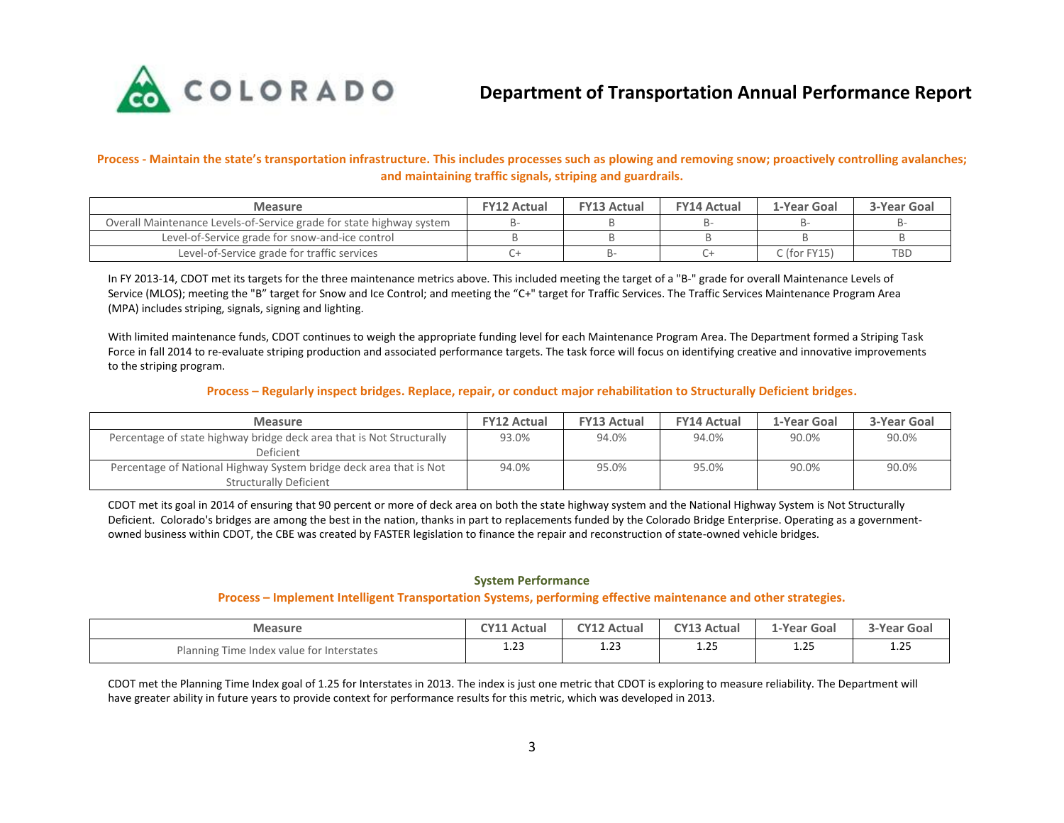# Department of Transportation Annual Performance Report

**Process - Maintain the state's transportation infrastructure. This includes processes such as plowing and removing snow; proactively controlling avalanches; and maintaining traffic signals, striping and guardrails.**

| Measure | FY12 Actual | FY13 Actual | FY14 Actual | 1-Year Goal | 3-Year Goal |
|---|---|---|---|---|---|
| Overall Maintenance Levels-of-Service grade for state highway system | B- | B | B- | B- | B- |
| Level-of-Service grade for snow-and-ice control | B | B | B | B | B |
| Level-of-Service grade for traffic services | C+ | B- | C+ | C (for FY15) | TBD |

In FY 2013-14, CDOT met its targets for the three maintenance metrics above. This included meeting the target of a "B-" grade for overall Maintenance Levels of Service (MLOS); meeting the "B" target for Snow and Ice Control; and meeting the "C+" target for Traffic Services. The Traffic Services Maintenance Program Area (MPA) includes striping, signals, signing and lighting.

With limited maintenance funds, CDOT continues to weigh the appropriate funding level for each Maintenance Program Area. The Department formed a Striping Task Force in fall 2014 to re-evaluate striping production and associated performance targets. The task force will focus on identifying creative and innovative improvements to the striping program.

**Process – Regularly inspect bridges. Replace, repair, or conduct major rehabilitation to Structurally Deficient bridges.**

| Measure | FY12 Actual | FY13 Actual | FY14 Actual | 1-Year Goal | 3-Year Goal |
|---|---|---|---|---|---|
| Percentage of state highway bridge deck area that is Not Structurally Deficient | 93.0% | 94.0% | 94.0% | 90.0% | 90.0% |
| Percentage of National Highway System bridge deck area that is Not Structurally Deficient | 94.0% | 95.0% | 95.0% | 90.0% | 90.0% |

CDOT met its goal in 2014 of ensuring that 90 percent or more of deck area on both the state highway system and the National Highway System is Not Structurally Deficient. Colorado's bridges are among the best in the nation, thanks in part to replacements funded by the Colorado Bridge Enterprise. Operating as a government-owned business within CDOT, the CBE was created by FASTER legislation to finance the repair and reconstruction of state-owned vehicle bridges.

## System Performance

**Process – Implement Intelligent Transportation Systems, performing effective maintenance and other strategies.**

| Measure | CY11 Actual | CY12 Actual | CY13 Actual | 1-Year Goal | 3-Year Goal |
|---|---|---|---|---|---|
| Planning Time Index value for Interstates | 1.23 | 1.23 | 1.25 | 1.25 | 1.25 |

CDOT met the Planning Time Index goal of 1.25 for Interstates in 2013. The index is just one metric that CDOT is exploring to measure reliability. The Department will have greater ability in future years to provide context for performance results for this metric, which was developed in 2013.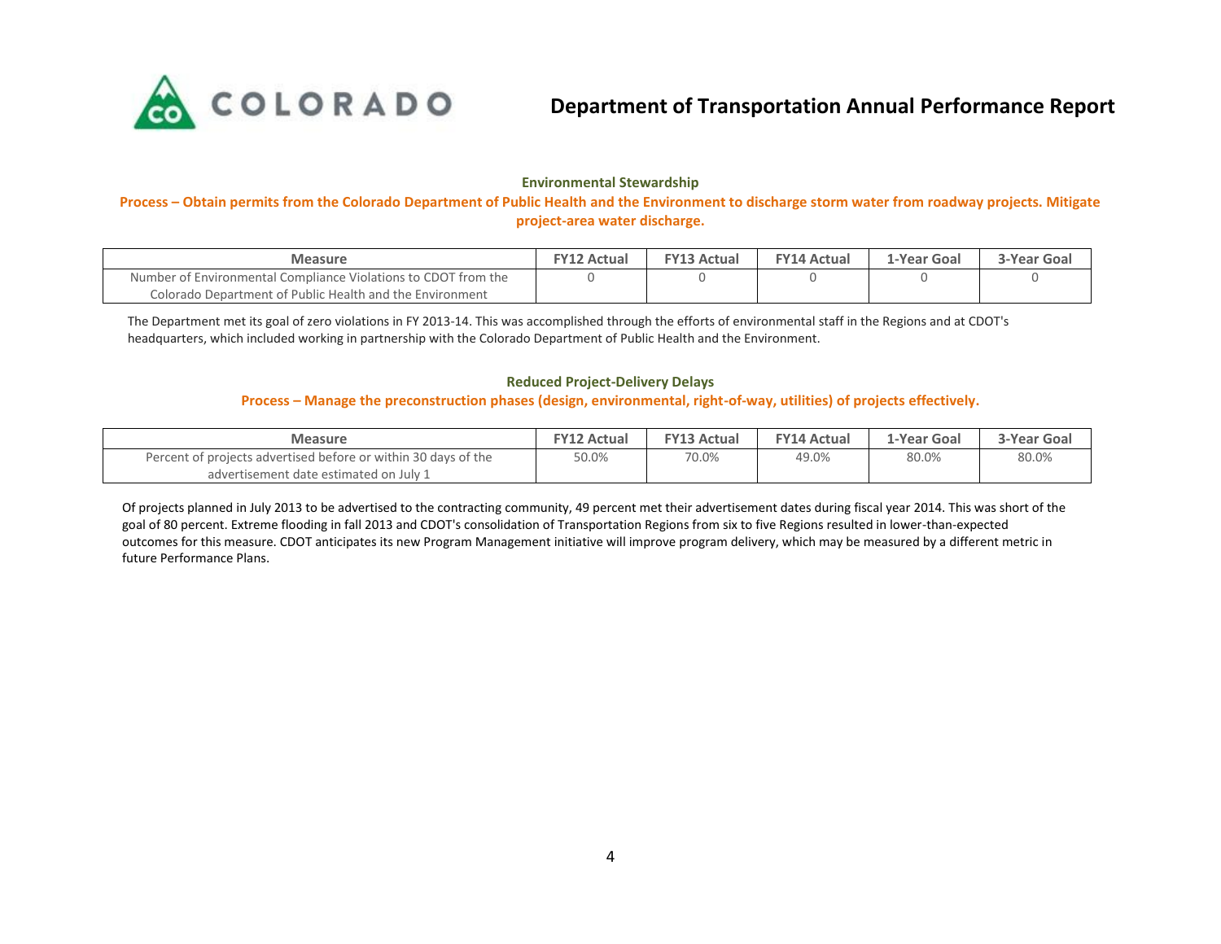# Department of Transportation Annual Performance Report

## Environmental Stewardship

**Process – Obtain permits from the Colorado Department of Public Health and the Environment to discharge storm water from roadway projects. Mitigate project-area water discharge.**

| Measure | FY12 Actual | FY13 Actual | FY14 Actual | 1-Year Goal | 3-Year Goal |
|---|---|---|---|---|---|
| Number of Environmental Compliance Violations to CDOT from the Colorado Department of Public Health and the Environment | 0 | 0 | 0 | 0 | 0 |

The Department met its goal of zero violations in FY 2013-14. This was accomplished through the efforts of environmental staff in the Regions and at CDOT's headquarters, which included working in partnership with the Colorado Department of Public Health and the Environment.

## Reduced Project-Delivery Delays

**Process – Manage the preconstruction phases (design, environmental, right-of-way, utilities) of projects effectively.**

| Measure | FY12 Actual | FY13 Actual | FY14 Actual | 1-Year Goal | 3-Year Goal |
|---|---|---|---|---|---|
| Percent of projects advertised before or within 30 days of the advertisement date estimated on July 1 | 50.0% | 70.0% | 49.0% | 80.0% | 80.0% |

Of projects planned in July 2013 to be advertised to the contracting community, 49 percent met their advertisement dates during fiscal year 2014. This was short of the goal of 80 percent. Extreme flooding in fall 2013 and CDOT's consolidation of Transportation Regions from six to five Regions resulted in lower-than-expected outcomes for this measure. CDOT anticipates its new Program Management initiative will improve program delivery, which may be measured by a different metric in future Performance Plans.